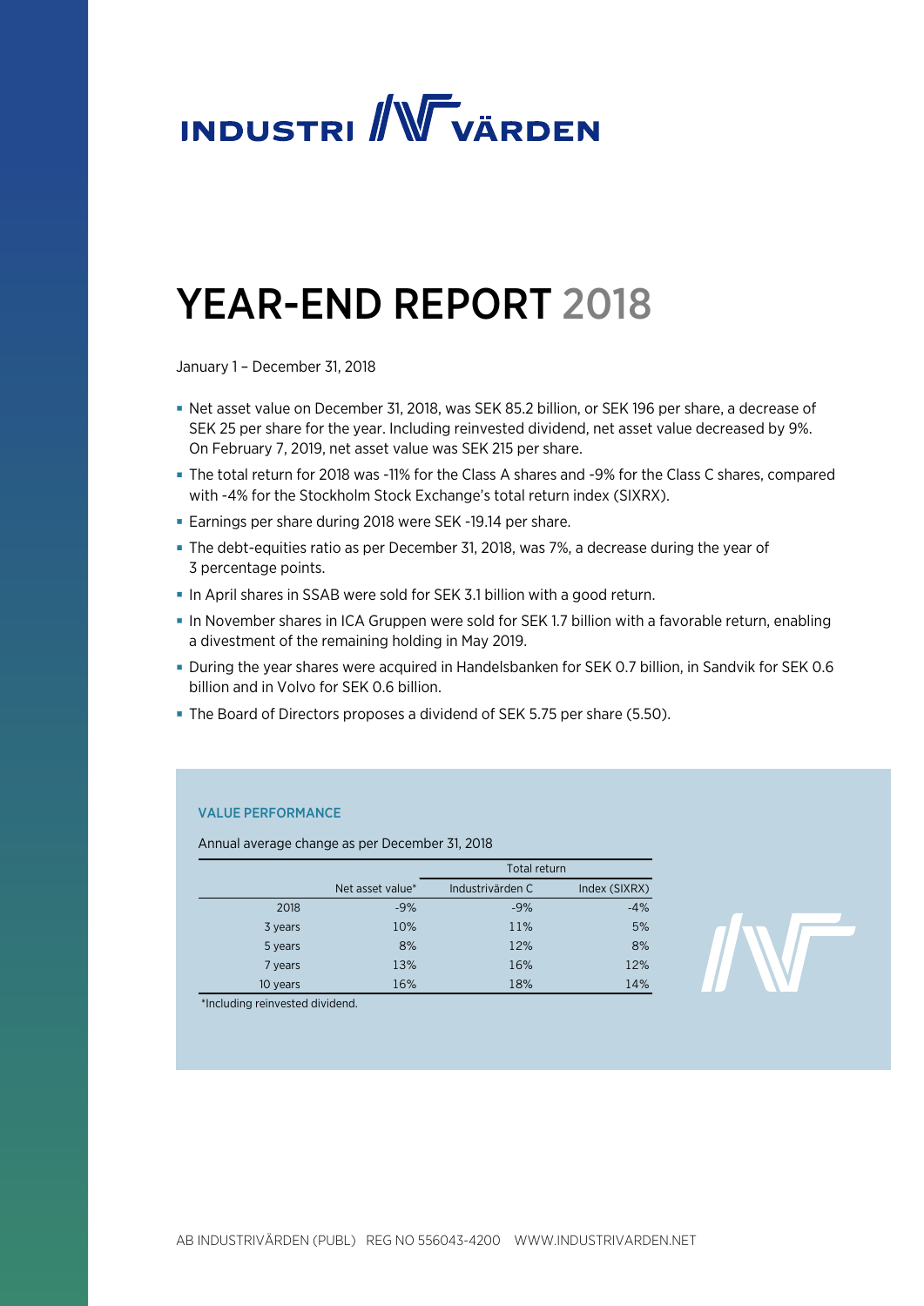# INDUSTRIVÄRDEN

# YEAR-END REPORT 2018

January 1 – December 31, 2018

- Net asset value on December 31, 2018, was SEK 85.2 billion, or SEK 196 per share, a decrease of SEK 25 per share for the year. Including reinvested dividend, net asset value decreased by 9%. On February 7, 2019, net asset value was SEK 215 per share.
- The total return for 2018 was -11% for the Class A shares and -9% for the Class C shares, compared with -4% for the Stockholm Stock Exchange's total return index (SIXRX).
- Earnings per share during 2018 were SEK -19.14 per share.
- The debt-equities ratio as per December 31, 2018, was 7%, a decrease during the year of 3 percentage points.
- In April shares in SSAB were sold for SEK 3.1 billion with a good return.
- In November shares in ICA Gruppen were sold for SEK 1.7 billion with a favorable return, enabling a divestment of the remaining holding in May 2019.
- During the year shares were acquired in Handelsbanken for SEK 0.7 billion, in Sandvik for SEK 0.6 billion and in Volvo for SEK 0.6 billion.
- The Board of Directors proposes a dividend of SEK 5.75 per share (5.50).

### VALUE PERFORMANCE

Annual average change as per December 31, 2018

| | | Total return | |
|---|---|---|---|
| | Net asset value* | Industrivärden C | Index (SIXRX) |
| 2018 | -9% | -9% | -4% |
| 3 years | 10% | 11% | 5% |
| 5 years | 8% | 12% | 8% |
| 7 years | 13% | 16% | 12% |
| 10 years | 16% | 18% | 14% |

*Including reinvested dividend.

AB INDUSTRIVÄRDEN (PUBL) REG NO 556043-4200 WWW.INDUSTRIVARDEN.NET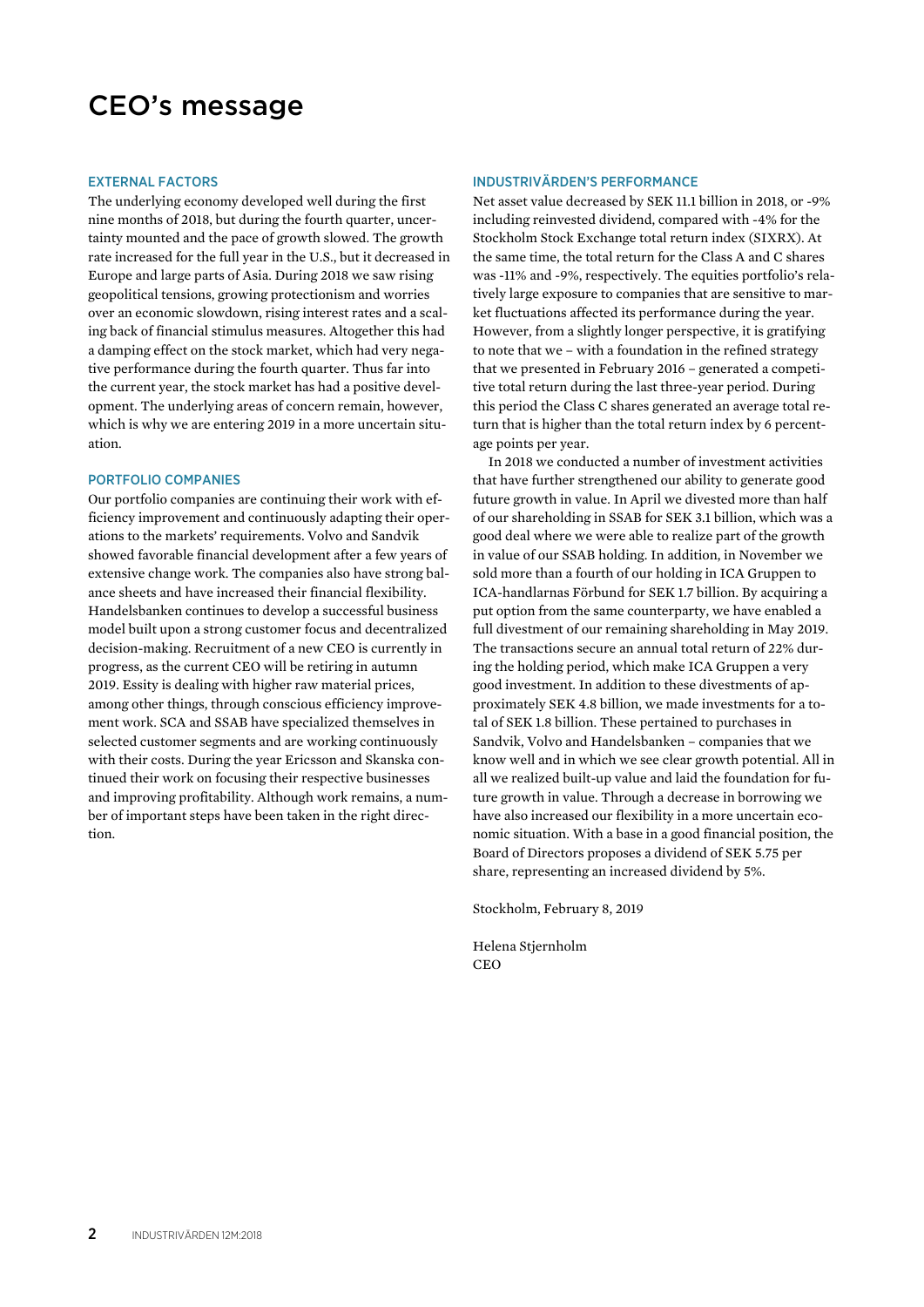# CEO's message

## EXTERNAL FACTORS

The underlying economy developed well during the first nine months of 2018, but during the fourth quarter, uncertainty mounted and the pace of growth slowed. The growth rate increased for the full year in the U.S., but it decreased in Europe and large parts of Asia. During 2018 we saw rising geopolitical tensions, growing protectionism and worries over an economic slowdown, rising interest rates and a scaling back of financial stimulus measures. Altogether this had a damping effect on the stock market, which had very negative performance during the fourth quarter. Thus far into the current year, the stock market has had a positive development. The underlying areas of concern remain, however, which is why we are entering 2019 in a more uncertain situation.

## PORTFOLIO COMPANIES

Our portfolio companies are continuing their work with efficiency improvement and continuously adapting their operations to the markets' requirements. Volvo and Sandvik showed favorable financial development after a few years of extensive change work. The companies also have strong balance sheets and have increased their financial flexibility. Handelsbanken continues to develop a successful business model built upon a strong customer focus and decentralized decision-making. Recruitment of a new CEO is currently in progress, as the current CEO will be retiring in autumn 2019. Essity is dealing with higher raw material prices, among other things, through conscious efficiency improvement work. SCA and SSAB have specialized themselves in selected customer segments and are working continuously with their costs. During the year Ericsson and Skanska continued their work on focusing their respective businesses and improving profitability. Although work remains, a number of important steps have been taken in the right direction.

## INDUSTRIVÄRDEN'S PERFORMANCE

Net asset value decreased by SEK 11.1 billion in 2018, or -9% including reinvested dividend, compared with -4% for the Stockholm Stock Exchange total return index (SIXRX). At the same time, the total return for the Class A and C shares was -11% and -9%, respectively. The equities portfolio's relatively large exposure to companies that are sensitive to market fluctuations affected its performance during the year. However, from a slightly longer perspective, it is gratifying to note that we – with a foundation in the refined strategy that we presented in February 2016 – generated a competitive total return during the last three-year period. During this period the Class C shares generated an average total return that is higher than the total return index by 6 percentage points per year.

In 2018 we conducted a number of investment activities that have further strengthened our ability to generate good future growth in value. In April we divested more than half of our shareholding in SSAB for SEK 3.1 billion, which was a good deal where we were able to realize part of the growth in value of our SSAB holding. In addition, in November we sold more than a fourth of our holding in ICA Gruppen to ICA-handlarnas Förbund for SEK 1.7 billion. By acquiring a put option from the same counterparty, we have enabled a full divestment of our remaining shareholding in May 2019. The transactions secure an annual total return of 22% during the holding period, which make ICA Gruppen a very good investment. In addition to these divestments of approximately SEK 4.8 billion, we made investments for a total of SEK 1.8 billion. These pertained to purchases in Sandvik, Volvo and Handelsbanken – companies that we know well and in which we see clear growth potential. All in all we realized built-up value and laid the foundation for future growth in value. Through a decrease in borrowing we have also increased our flexibility in a more uncertain economic situation. With a base in a good financial position, the Board of Directors proposes a dividend of SEK 5.75 per share, representing an increased dividend by 5%.

Stockholm, February 8, 2019

Helena Stjernholm
CEO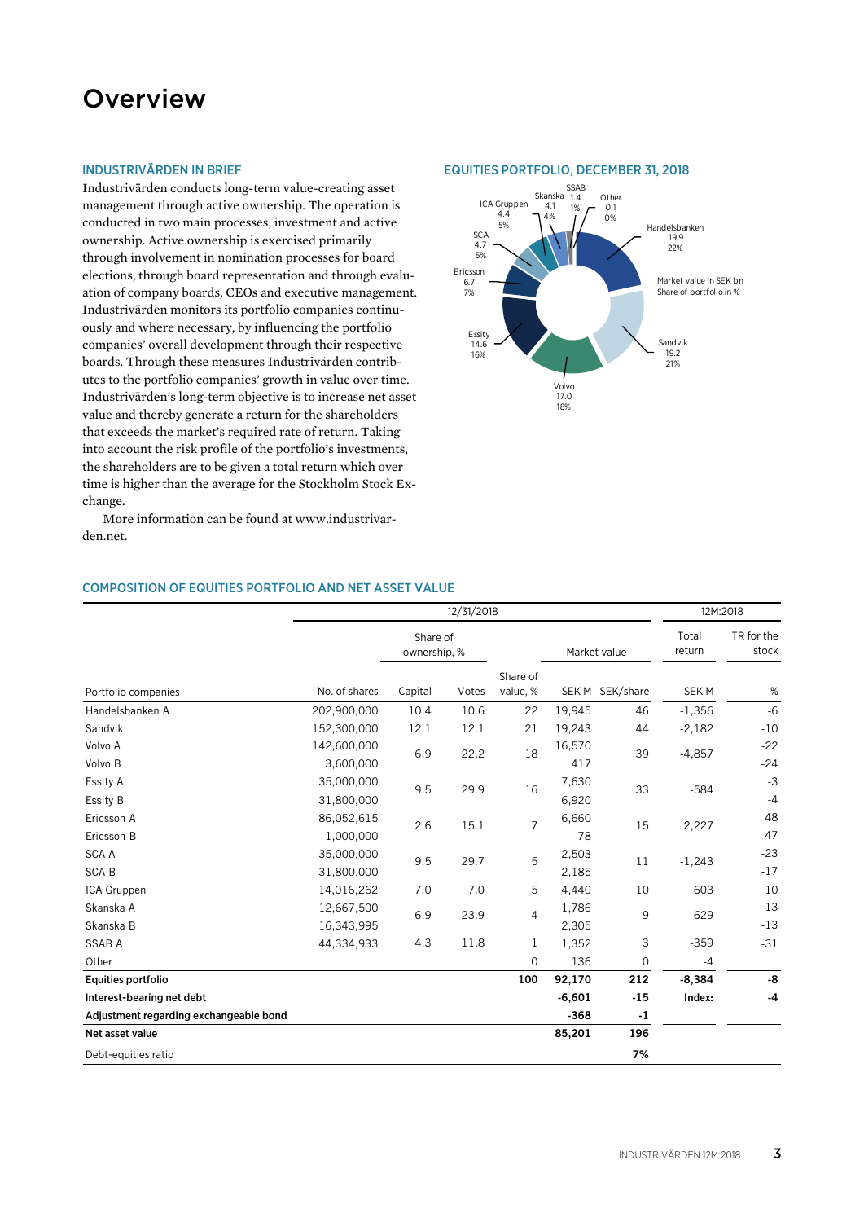// Overview

## INDUSTRIVÄRDEN IN BRIEF

Industrivärden conducts long-term value-creating asset management through active ownership. The operation is conducted in two main processes, investment and active ownership. Active ownership is exercised primarily through involvement in nomination processes for board elections, through board representation and through evaluation of company boards, CEOs and executive management. Industrivärden monitors its portfolio companies continuously and where necessary, by influencing the portfolio companies' overall development through their respective boards. Through these measures Industrivärden contributes to the portfolio companies' growth in value over time. Industrivärden's long-term objective is to increase net asset value and thereby generate a return for the shareholders that exceeds the market's required rate of return. Taking into account the risk profile of the portfolio's investments, the shareholders are to be given a total return which over time is higher than the average for the Stockholm Stock Exchange.

More information can be found at www.industrivarden.net.

## EQUITIES PORTFOLIO, DECEMBER 31, 2018

Market value in SEK bn
Share of portfolio in %

| Company | Market value, SEK bn | Share of portfolio, % |
|---|---|---|
| Handelsbanken | 19.9 | 22% |
| Sandvik | 19.2 | 21% |
| Volvo | 17.0 | 18% |
| Essity | 14.6 | 16% |
| Ericsson | 6.7 | 7% |
| SCA | 4.7 | 5% |
| ICA Gruppen | 4.4 | 5% |
| Skanska | 4.1 | 4% |
| SSAB | 1.4 | 1% |
| Other | 0.1 | 0% |

## COMPOSITION OF EQUITIES PORTFOLIO AND NET ASSET VALUE

| | 12/31/2018 | | | | | | 12M:2018 | |
|---|---|---|---|---|---|---|---|---|
| | | Share of ownership, % | | | Market value | | Total return | TR for the stock |
| Portfolio companies | No. of shares | Capital | Votes | Share of value, % | SEK M | SEK/share | SEK M | % |
| Handelsbanken A | 202,900,000 | 10.4 | 10.6 | 22 | 19,945 | 46 | -1,356 | -6 |
| Sandvik | 152,300,000 | 12.1 | 12.1 | 21 | 19,243 | 44 | -2,182 | -10 |
| Volvo A | 142,600,000 | 6.9 | 22.2 | 18 | 16,570 | 39 | -4,857 | -22 |
| Volvo B | 3,600,000 | | | | 417 | | | -24 |
| Essity A | 35,000,000 | 9.5 | 29.9 | 16 | 7,630 | 33 | -584 | -3 |
| Essity B | 31,800,000 | | | | 6,920 | | | -4 |
| Ericsson A | 86,052,615 | 2.6 | 15.1 | 7 | 6,660 | 15 | 2,227 | 48 |
| Ericsson B | 1,000,000 | | | | 78 | | | 47 |
| SCA A | 35,000,000 | 9.5 | 29.7 | 5 | 2,503 | 11 | -1,243 | -23 |
| SCA B | 31,800,000 | | | | 2,185 | | | -17 |
| ICA Gruppen | 14,016,262 | 7.0 | 7.0 | 5 | 4,440 | 10 | 603 | 10 |
| Skanska A | 12,667,500 | 6.9 | 23.9 | 4 | 1,786 | 9 | -629 | -13 |
| Skanska B | 16,343,995 | | | | 2,305 | | | -13 |
| SSAB A | 44,334,933 | 4.3 | 11.8 | 1 | 1,352 | 3 | -359 | -31 |
| Other | | | | 0 | 136 | 0 | -4 | |
| **Equities portfolio** | | | | **100** | **92,170** | **212** | **-8,384** | **-8** |
| **Interest-bearing net debt** | | | | | **-6,601** | **-15** | **Index:** | **-4** |
| **Adjustment regarding exchangeable bond** | | | | | **-368** | **-1** | | |
| **Net asset value** | | | | | **85,201** | **196** | | |
| Debt-equities ratio | | | | | | **7%** | | |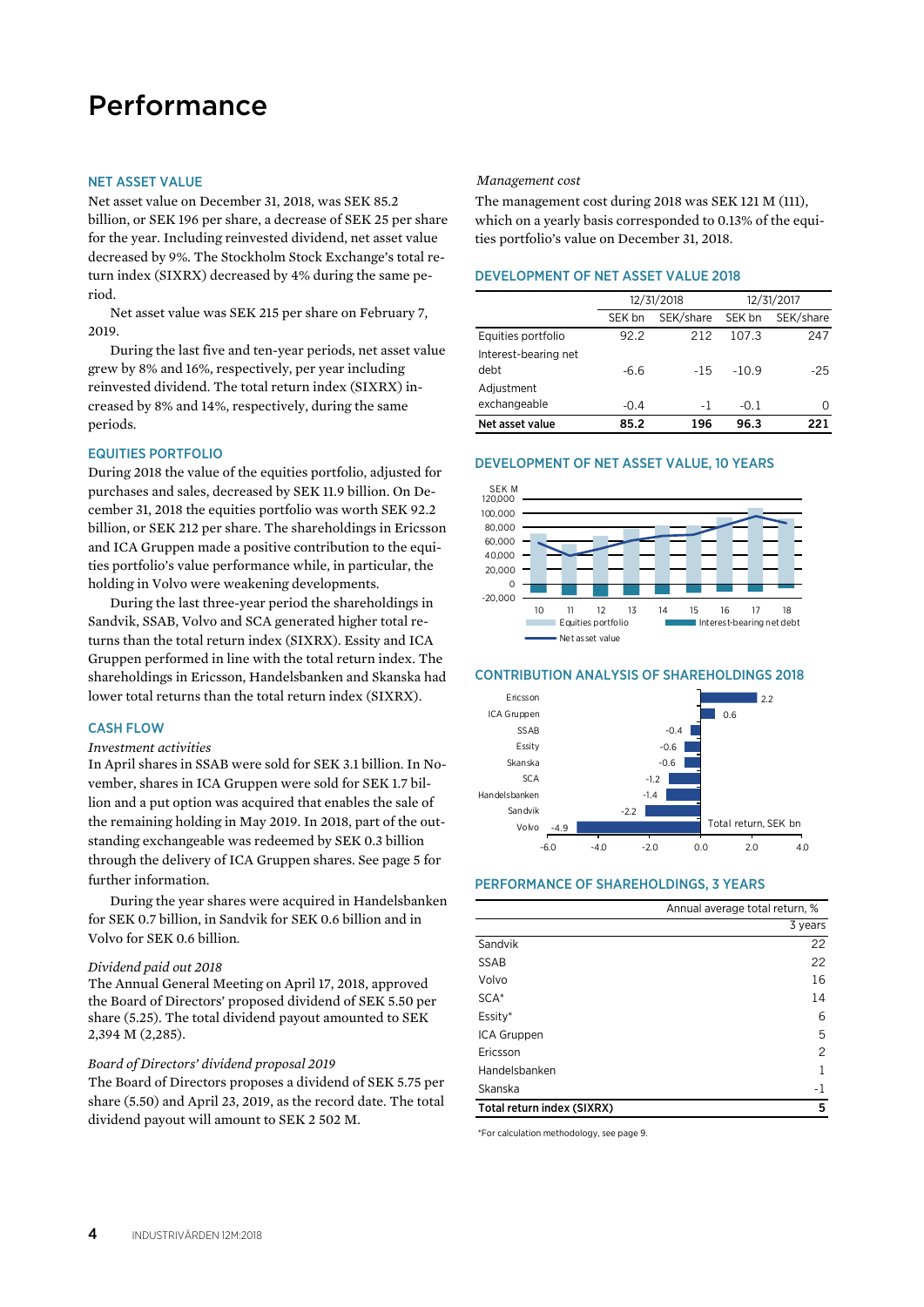# Performance

## NET ASSET VALUE

Net asset value on December 31, 2018, was SEK 85.2 billion, or SEK 196 per share, a decrease of SEK 25 per share for the year. Including reinvested dividend, net asset value decreased by 9%. The Stockholm Stock Exchange's total return index (SIXRX) decreased by 4% during the same period.

Net asset value was SEK 215 per share on February 7, 2019.

During the last five and ten-year periods, net asset value grew by 8% and 16%, respectively, per year including reinvested dividend. The total return index (SIXRX) increased by 8% and 14%, respectively, during the same periods.

## EQUITIES PORTFOLIO

During 2018 the value of the equities portfolio, adjusted for purchases and sales, decreased by SEK 11.9 billion. On December 31, 2018 the equities portfolio was worth SEK 92.2 billion, or SEK 212 per share. The shareholdings in Ericsson and ICA Gruppen made a positive contribution to the equities portfolio's value performance while, in particular, the holding in Volvo were weakening developments.

During the last three-year period the shareholdings in Sandvik, SSAB, Volvo and SCA generated higher total returns than the total return index (SIXRX). Essity and ICA Gruppen performed in line with the total return index. The shareholdings in Ericsson, Handelsbanken and Skanska had lower total returns than the total return index (SIXRX).

## CASH FLOW

*Investment activities*

In April shares in SSAB were sold for SEK 3.1 billion. In November, shares in ICA Gruppen were sold for SEK 1.7 billion and a put option was acquired that enables the sale of the remaining holding in May 2019. In 2018, part of the outstanding exchangeable was redeemed by SEK 0.3 billion through the delivery of ICA Gruppen shares. See page 5 for further information.

During the year shares were acquired in Handelsbanken for SEK 0.7 billion, in Sandvik for SEK 0.6 billion and in Volvo for SEK 0.6 billion.

*Dividend paid out 2018*

The Annual General Meeting on April 17, 2018, approved the Board of Directors' proposed dividend of SEK 5.50 per share (5.25). The total dividend payout amounted to SEK 2,394 M (2,285).

*Board of Directors' dividend proposal 2019*

The Board of Directors proposes a dividend of SEK 5.75 per share (5.50) and April 23, 2019, as the record date. The total dividend payout will amount to SEK 2 502 M.

*Management cost*

The management cost during 2018 was SEK 121 M (111), which on a yearly basis corresponded to 0.13% of the equities portfolio's value on December 31, 2018.

## DEVELOPMENT OF NET ASSET VALUE 2018

| | 12/31/2018 | | 12/31/2017 | |
|---|---|---|---|---|
| | SEK bn | SEK/share | SEK bn | SEK/share |
| Equities portfolio | 92.2 | 212 | 107.3 | 247 |
| Interest-bearing net debt | -6.6 | -15 | -10.9 | -25 |
| Adjustment exchangeable | -0.4 | -1 | -0.1 | 0 |
| **Net asset value** | **85.2** | **196** | **96.3** | **221** |

## DEVELOPMENT OF NET ASSET VALUE, 10 YEARS

## CONTRIBUTION ANALYSIS OF SHAREHOLDINGS 2018

| Shareholding | Total return, SEK bn |
|---|---|
| Ericsson | 2.2 |
| ICA Gruppen | 0.6 |
| SSAB | -0.4 |
| Essity | -0.6 |
| Skanska | -0.6 |
| SCA | -1.2 |
| Handelsbanken | -1.4 |
| Sandvik | -2.2 |
| Volvo | -4.9 |

## PERFORMANCE OF SHAREHOLDINGS, 3 YEARS

| | Annual average total return, % |
|---|---|
| | 3 years |
| Sandvik | 22 |
| SSAB | 22 |
| Volvo | 16 |
| SCA* | 14 |
| Essity* | 6 |
| ICA Gruppen | 5 |
| Ericsson | 2 |
| Handelsbanken | 1 |
| Skanska | -1 |
| **Total return index (SIXRX)** | **5** |

*For calculation methodology, see page 9.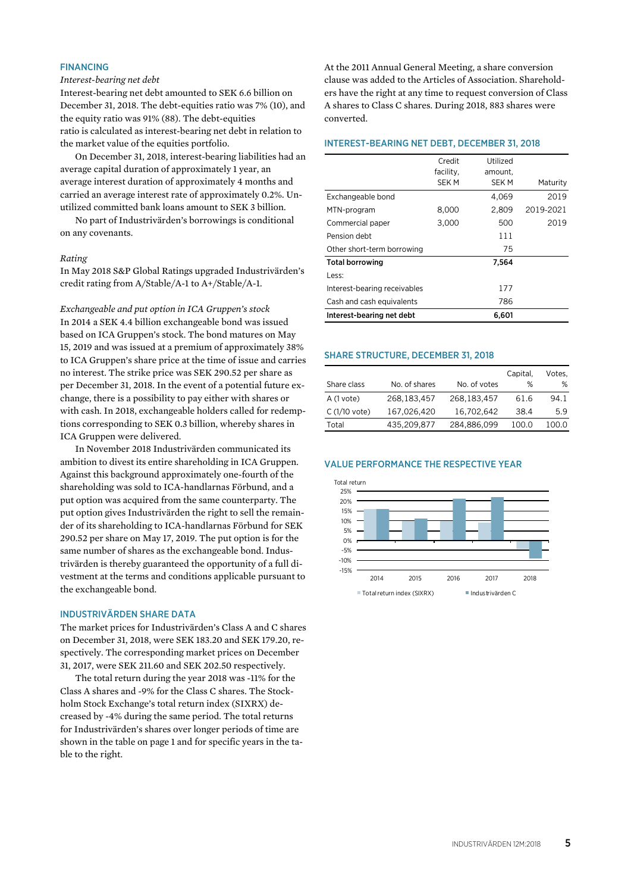## FINANCING

*Interest-bearing net debt*

Interest-bearing net debt amounted to SEK 6.6 billion on December 31, 2018. The debt-equities ratio was 7% (10), and the equity ratio was 91% (88). The debt-equities ratio is calculated as interest-bearing net debt in relation to the market value of the equities portfolio.

On December 31, 2018, interest-bearing liabilities had an average capital duration of approximately 1 year, an average interest duration of approximately 4 months and carried an average interest rate of approximately 0.2%. Unutilized committed bank loans amount to SEK 3 billion.

No part of Industrivärden's borrowings is conditional on any covenants.

*Rating*

In May 2018 S&P Global Ratings upgraded Industrivärden's credit rating from A/Stable/A-1 to A+/Stable/A-1.

*Exchangeable and put option in ICA Gruppen's stock*

In 2014 a SEK 4.4 billion exchangeable bond was issued based on ICA Gruppen's stock. The bond matures on May 15, 2019 and was issued at a premium of approximately 38% to ICA Gruppen's share price at the time of issue and carries no interest. The strike price was SEK 290.52 per share as per December 31, 2018. In the event of a potential future exchange, there is a possibility to pay either with shares or with cash. In 2018, exchangeable holders called for redemptions corresponding to SEK 0.3 billion, whereby shares in ICA Gruppen were delivered.

In November 2018 Industrivärden communicated its ambition to divest its entire shareholding in ICA Gruppen. Against this background approximately one-fourth of the shareholding was sold to ICA-handlarnas Förbund, and a put option was acquired from the same counterparty. The put option gives Industrivärden the right to sell the remainder of its shareholding to ICA-handlarnas Förbund for SEK 290.52 per share on May 17, 2019. The put option is for the same number of shares as the exchangeable bond. Industrivärden is thereby guaranteed the opportunity of a full divestment at the terms and conditions applicable pursuant to the exchangeable bond.

## INDUSTRIVÄRDEN SHARE DATA

The market prices for Industrivärden's Class A and C shares on December 31, 2018, were SEK 183.20 and SEK 179.20, respectively. The corresponding market prices on December 31, 2017, were SEK 211.60 and SEK 202.50 respectively.

The total return during the year 2018 was -11% for the Class A shares and -9% for the Class C shares. The Stockholm Stock Exchange's total return index (SIXRX) decreased by -4% during the same period. The total returns for Industrivärden's shares over longer periods of time are shown in the table on page 1 and for specific years in the table to the right.

At the 2011 Annual General Meeting, a share conversion clause was added to the Articles of Association. Shareholders have the right at any time to request conversion of Class A shares to Class C shares. During 2018, 883 shares were converted.

## INTEREST-BEARING NET DEBT, DECEMBER 31, 2018

| | Credit facility, SEK M | Utilized amount, SEK M | Maturity |
|---|---|---|---|
| Exchangeable bond | | 4,069 | 2019 |
| MTN-program | 8,000 | 2,809 | 2019-2021 |
| Commercial paper | 3,000 | 500 | 2019 |
| Pension debt | | 111 | |
| Other short-term borrowing | | 75 | |
| **Total borrowing** | | **7,564** | |
| Less: | | | |
| Interest-bearing receivables | | 177 | |
| Cash and cash equivalents | | 786 | |
| **Interest-bearing net debt** | | **6,601** | |

## SHARE STRUCTURE, DECEMBER 31, 2018

| Share class | No. of shares | No. of votes | Capital, % | Votes, % |
|---|---|---|---|---|
| A (1 vote) | 268,183,457 | 268,183,457 | 61.6 | 94.1 |
| C (1/10 vote) | 167,026,420 | 16,702,642 | 38.4 | 5.9 |
| Total | 435,209,877 | 284,886,099 | 100.0 | 100.0 |

## VALUE PERFORMANCE THE RESPECTIVE YEAR

Total return

Total return index (SIXRX) ■ Industrivärden C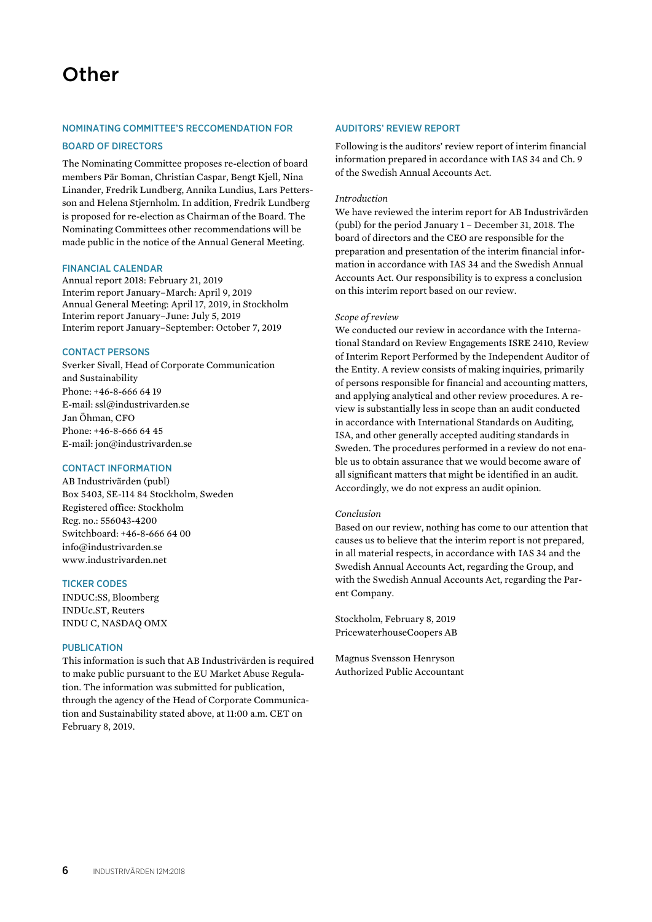# Other

## NOMINATING COMMITTEE'S RECCOMENDATION FOR BOARD OF DIRECTORS

The Nominating Committee proposes re-election of board members Pär Boman, Christian Caspar, Bengt Kjell, Nina Linander, Fredrik Lundberg, Annika Lundius, Lars Pettersson and Helena Stjernholm. In addition, Fredrik Lundberg is proposed for re-election as Chairman of the Board. The Nominating Committees other recommendations will be made public in the notice of the Annual General Meeting.

## FINANCIAL CALENDAR

Annual report 2018: February 21, 2019
Interim report January–March: April 9, 2019
Annual General Meeting: April 17, 2019, in Stockholm
Interim report January–June: July 5, 2019
Interim report January–September: October 7, 2019

## CONTACT PERSONS

Sverker Sivall, Head of Corporate Communication and Sustainability
Phone: +46-8-666 64 19
E-mail: ssl@industrivarden.se
Jan Öhman, CFO
Phone: +46-8-666 64 45
E-mail: jon@industrivarden.se

## CONTACT INFORMATION

AB Industrivärden (publ)
Box 5403, SE-114 84 Stockholm, Sweden
Registered office: Stockholm
Reg. no.: 556043-4200
Switchboard: +46-8-666 64 00
info@industrivarden.se
www.industrivarden.net

## TICKER CODES

INDUC:SS, Bloomberg
INDUc.ST, Reuters
INDU C, NASDAQ OMX

## PUBLICATION

This information is such that AB Industrivärden is required to make public pursuant to the EU Market Abuse Regulation. The information was submitted for publication, through the agency of the Head of Corporate Communication and Sustainability stated above, at 11:00 a.m. CET on February 8, 2019.

## AUDITORS' REVIEW REPORT

Following is the auditors' review report of interim financial information prepared in accordance with IAS 34 and Ch. 9 of the Swedish Annual Accounts Act.

*Introduction*
We have reviewed the interim report for AB Industrivärden (publ) for the period January 1 – December 31, 2018. The board of directors and the CEO are responsible for the preparation and presentation of the interim financial information in accordance with IAS 34 and the Swedish Annual Accounts Act. Our responsibility is to express a conclusion on this interim report based on our review.

*Scope of review*
We conducted our review in accordance with the International Standard on Review Engagements ISRE 2410, Review of Interim Report Performed by the Independent Auditor of the Entity. A review consists of making inquiries, primarily of persons responsible for financial and accounting matters, and applying analytical and other review procedures. A review is substantially less in scope than an audit conducted in accordance with International Standards on Auditing, ISA, and other generally accepted auditing standards in Sweden. The procedures performed in a review do not enable us to obtain assurance that we would become aware of all significant matters that might be identified in an audit. Accordingly, we do not express an audit opinion.

*Conclusion*
Based on our review, nothing has come to our attention that causes us to believe that the interim report is not prepared, in all material respects, in accordance with IAS 34 and the Swedish Annual Accounts Act, regarding the Group, and with the Swedish Annual Accounts Act, regarding the Parent Company.

Stockholm, February 8, 2019
PricewaterhouseCoopers AB

Magnus Svensson Henryson
Authorized Public Accountant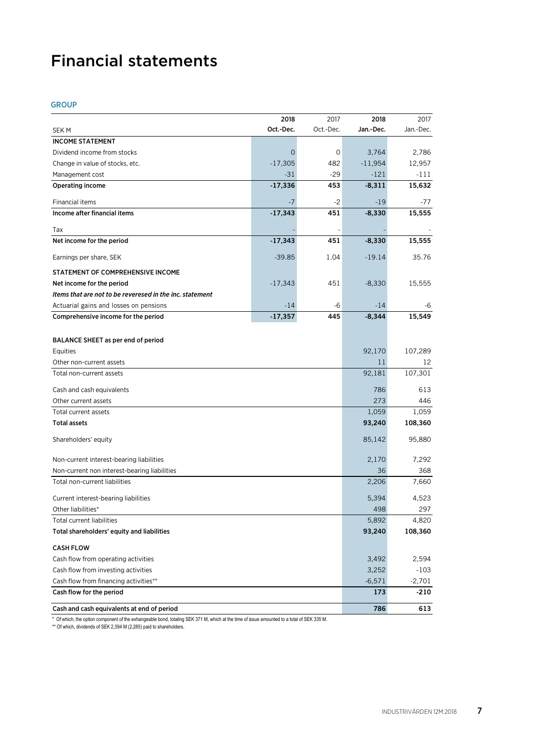# Financial statements

## GROUP

| SEK M | 2018 Oct.-Dec. | 2017 Oct.-Dec. | 2018 Jan.-Dec. | 2017 Jan.-Dec. |
|---|---|---|---|---|
| **INCOME STATEMENT** | | | | |
| Dividend income from stocks | 0 | 0 | 3,764 | 2,786 |
| Change in value of stocks, etc. | -17,305 | 482 | -11,954 | 12,957 |
| Management cost | -31 | -29 | -121 | -111 |
| **Operating income** | **-17,336** | **453** | **-8,311** | **15,632** |
| Financial items | -7 | -2 | -19 | -77 |
| **Income after financial items** | **-17,343** | **451** | **-8,330** | **15,555** |
| Tax | - | - | - | - |
| **Net income for the period** | **-17,343** | **451** | **-8,330** | **15,555** |
| Earnings per share, SEK | -39.85 | 1.04 | -19.14 | 35.76 |
| **STATEMENT OF COMPREHENSIVE INCOME** | | | | |
| **Net income for the period** | -17,343 | 451 | -8,330 | 15,555 |
| ***Items that are not to be reveresed in the inc. statement*** | | | | |
| Actuarial gains and losses on pensions | -14 | -6 | -14 | -6 |
| **Comprehensive income for the period** | **-17,357** | **445** | **-8,344** | **15,549** |
| **BALANCE SHEET as per end of period** | | | | |
| Equities | | | 92,170 | 107,289 |
| Other non-current assets | | | 11 | 12 |
| Total non-current assets | | | 92,181 | 107,301 |
| Cash and cash equivalents | | | 786 | 613 |
| Other current assets | | | 273 | 446 |
| Total current assets | | | 1,059 | 1,059 |
| **Total assets** | | | **93,240** | **108,360** |
| Shareholders' equity | | | 85,142 | 95,880 |
| Non-current interest-bearing liabilities | | | 2,170 | 7,292 |
| Non-current non interest-bearing liabilities | | | 36 | 368 |
| Total non-current liabilities | | | 2,206 | 7,660 |
| Current interest-bearing liabilities | | | 5,394 | 4,523 |
| Other liabilities* | | | 498 | 297 |
| Total current liabilities | | | 5,892 | 4,820 |
| **Total shareholders' equity and liabilities** | | | **93,240** | **108,360** |
| **CASH FLOW** | | | | |
| Cash flow from operating activities | | | 3,492 | 2,594 |
| Cash flow from investing activities | | | 3,252 | -103 |
| Cash flow from financing activities** | | | -6,571 | -2,701 |
| **Cash flow for the period** | | | **173** | **-210** |
| **Cash and cash equivalents at end of period** | | | **786** | **613** |

\* Of which, the option component of the exhangeable bond, totaling SEK 371 M, which at the time of issue amounted to a total of SEK 335 M.

** Of which, dividends of SEK 2,394 M (2,285) paid to shareholders.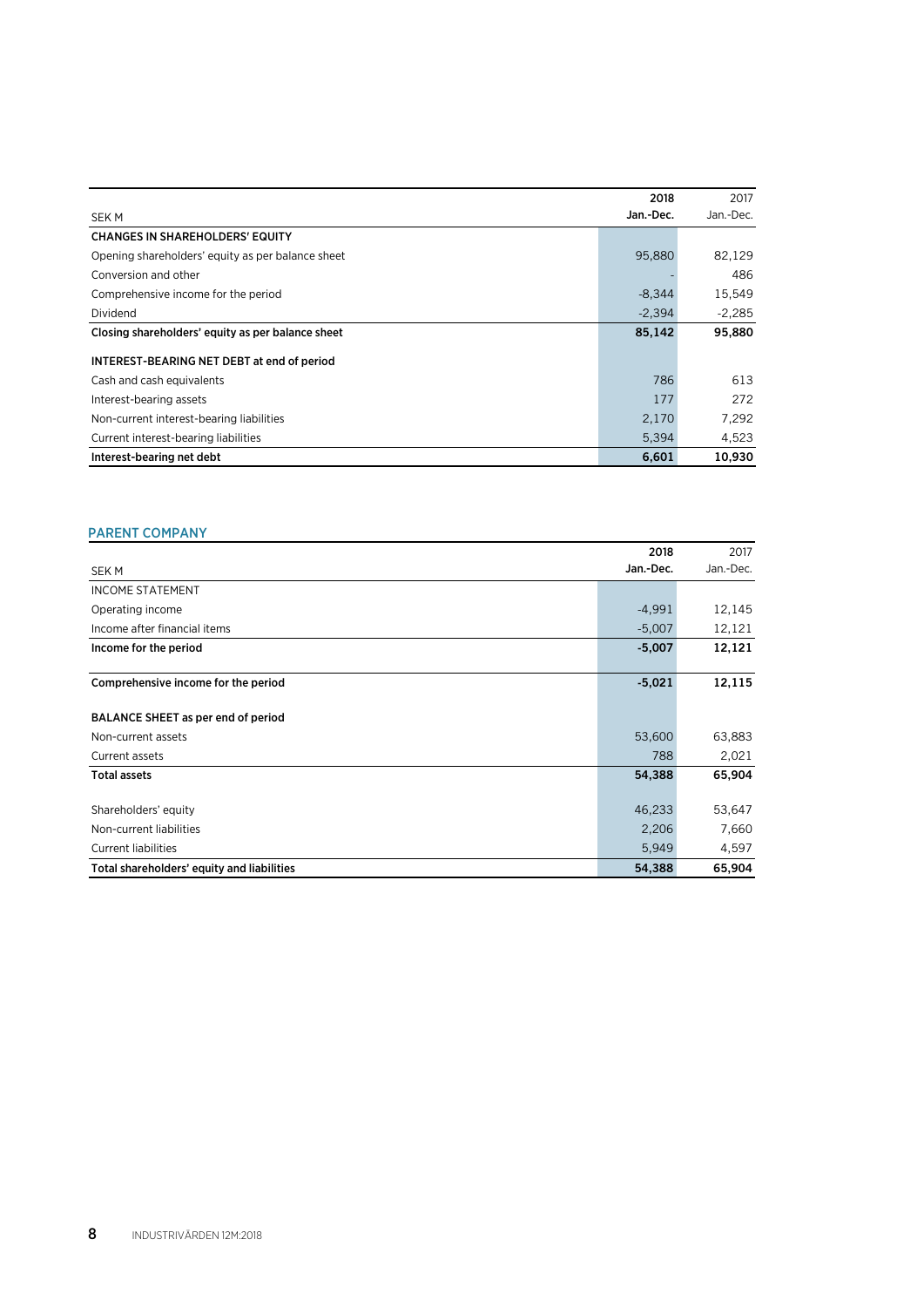| SEK M | 2018 Jan.-Dec. | 2017 Jan.-Dec. |
|---|---|---|
| **CHANGES IN SHAREHOLDERS' EQUITY** | | |
| Opening shareholders' equity as per balance sheet | 95,880 | 82,129 |
| Conversion and other | - | 486 |
| Comprehensive income for the period | -8,344 | 15,549 |
| Dividend | -2,394 | -2,285 |
| **Closing shareholders' equity as per balance sheet** | **85,142** | **95,880** |
| | | |
| **INTEREST-BEARING NET DEBT at end of period** | | |
| Cash and cash equivalents | 786 | 613 |
| Interest-bearing assets | 177 | 272 |
| Non-current interest-bearing liabilities | 2,170 | 7,292 |
| Current interest-bearing liabilities | 5,394 | 4,523 |
| **Interest-bearing net debt** | **6,601** | **10,930** |

## PARENT COMPANY

| SEK M | 2018 Jan.-Dec. | 2017 Jan.-Dec. |
|---|---|---|
| INCOME STATEMENT | | |
| Operating income | -4,991 | 12,145 |
| Income after financial items | -5,007 | 12,121 |
| **Income for the period** | **-5,007** | **12,121** |
| | | |
| **Comprehensive income for the period** | **-5,021** | **12,115** |
| | | |
| **BALANCE SHEET as per end of period** | | |
| Non-current assets | 53,600 | 63,883 |
| Current assets | 788 | 2,021 |
| **Total assets** | **54,388** | **65,904** |
| | | |
| Shareholders' equity | 46,233 | 53,647 |
| Non-current liabilities | 2,206 | 7,660 |
| Current liabilities | 5,949 | 4,597 |
| **Total shareholders' equity and liabilities** | **54,388** | **65,904** |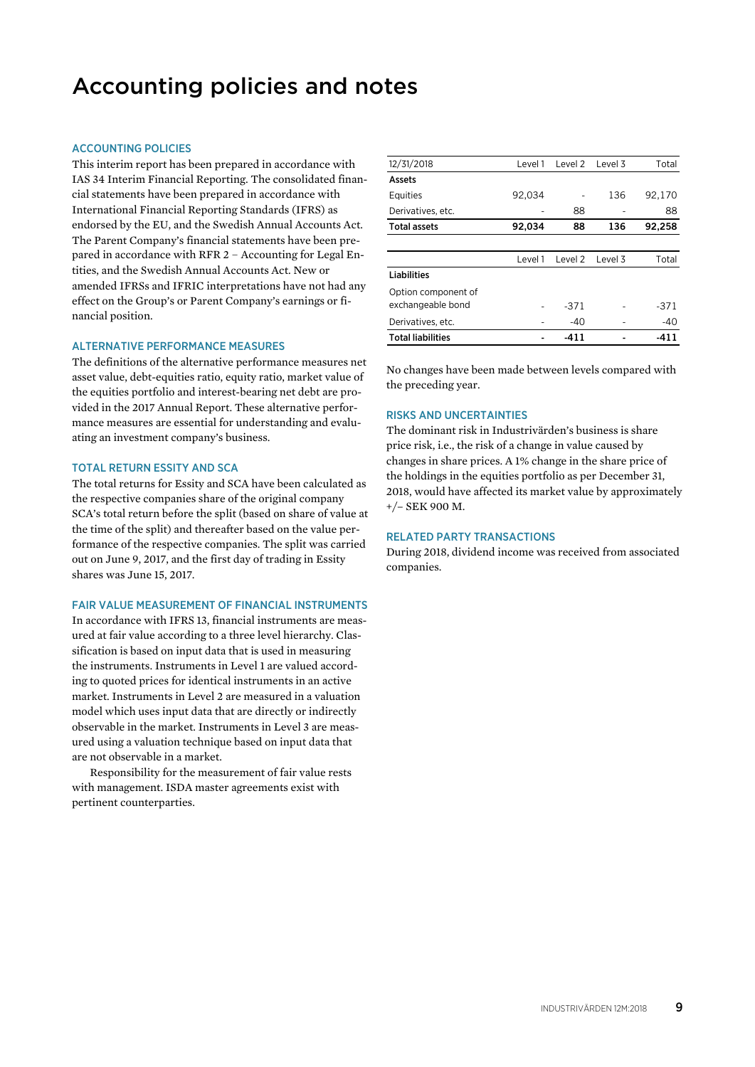# Accounting policies and notes

## ACCOUNTING POLICIES

This interim report has been prepared in accordance with IAS 34 Interim Financial Reporting. The consolidated financial statements have been prepared in accordance with International Financial Reporting Standards (IFRS) as endorsed by the EU, and the Swedish Annual Accounts Act. The Parent Company's financial statements have been prepared in accordance with RFR 2 – Accounting for Legal Entities, and the Swedish Annual Accounts Act. New or amended IFRSs and IFRIC interpretations have not had any effect on the Group's or Parent Company's earnings or financial position.

## ALTERNATIVE PERFORMANCE MEASURES

The definitions of the alternative performance measures net asset value, debt-equities ratio, equity ratio, market value of the equities portfolio and interest-bearing net debt are provided in the 2017 Annual Report. These alternative performance measures are essential for understanding and evaluating an investment company's business.

## TOTAL RETURN ESSITY AND SCA

The total returns for Essity and SCA have been calculated as the respective companies share of the original company SCA's total return before the split (based on share of value at the time of the split) and thereafter based on the value performance of the respective companies. The split was carried out on June 9, 2017, and the first day of trading in Essity shares was June 15, 2017.

## FAIR VALUE MEASUREMENT OF FINANCIAL INSTRUMENTS

In accordance with IFRS 13, financial instruments are measured at fair value according to a three level hierarchy. Classification is based on input data that is used in measuring the instruments. Instruments in Level 1 are valued according to quoted prices for identical instruments in an active market. Instruments in Level 2 are measured in a valuation model which uses input data that are directly or indirectly observable in the market. Instruments in Level 3 are measured using a valuation technique based on input data that are not observable in a market.

Responsibility for the measurement of fair value rests with management. ISDA master agreements exist with pertinent counterparties.

| 12/31/2018 | Level 1 | Level 2 | Level 3 | Total |
|---|---|---|---|---|
| **Assets** | | | | |
| Equities | 92,034 | - | 136 | 92,170 |
| Derivatives, etc. | - | 88 | - | 88 |
| **Total assets** | **92,034** | **88** | **136** | **92,258** |

| | Level 1 | Level 2 | Level 3 | Total |
|---|---|---|---|---|
| **Liabilities** | | | | |
| Option component of exchangeable bond | - | -371 | - | -371 |
| Derivatives, etc. | - | -40 | - | -40 |
| **Total liabilities** | **-** | **-411** | **-** | **-411** |

No changes have been made between levels compared with the preceding year.

## RISKS AND UNCERTAINTIES

The dominant risk in Industrivärden's business is share price risk, i.e., the risk of a change in value caused by changes in share prices. A 1% change in the share price of the holdings in the equities portfolio as per December 31, 2018, would have affected its market value by approximately +/– SEK 900 M.

## RELATED PARTY TRANSACTIONS

During 2018, dividend income was received from associated companies.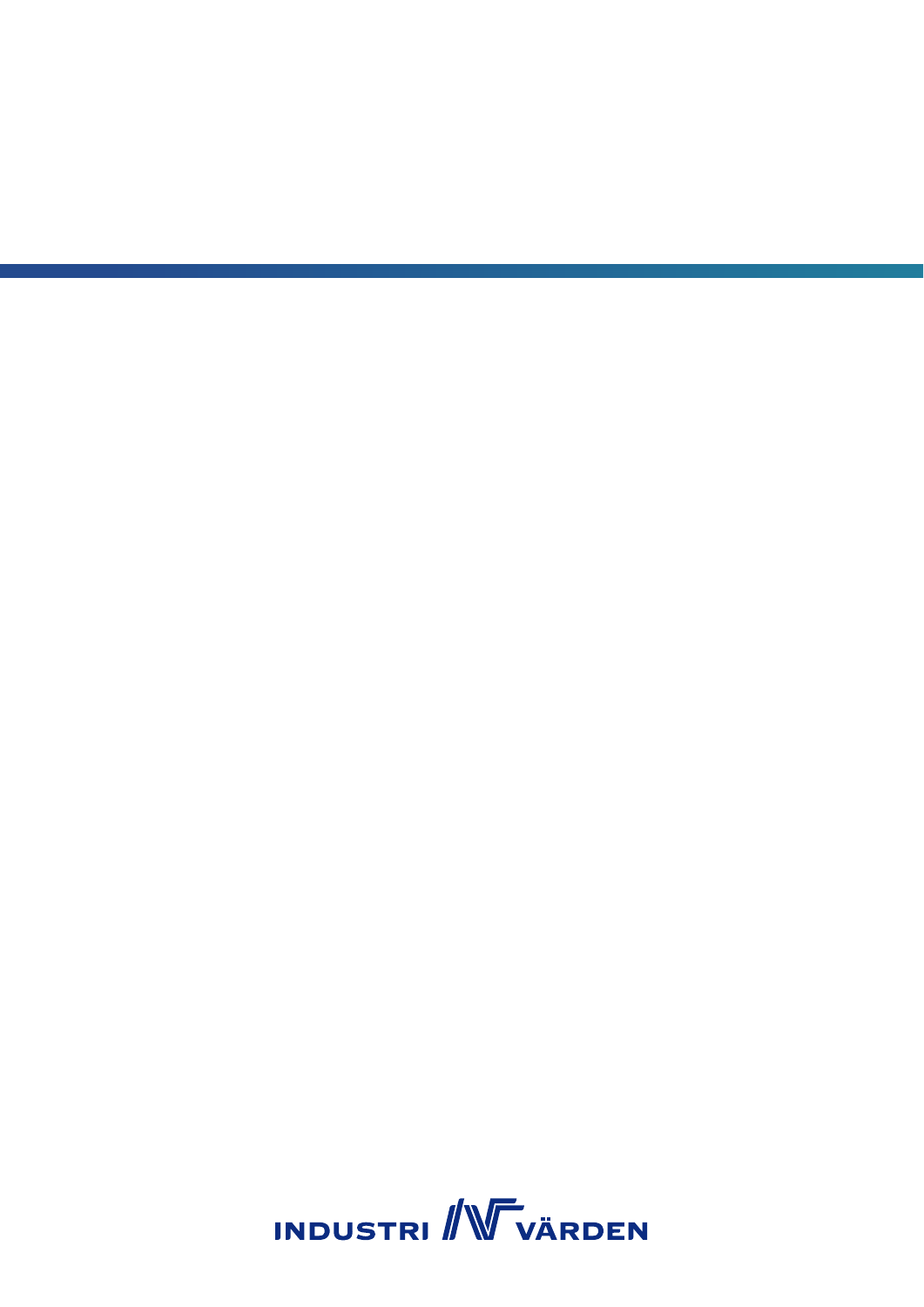INDUSTRI VÄRDEN